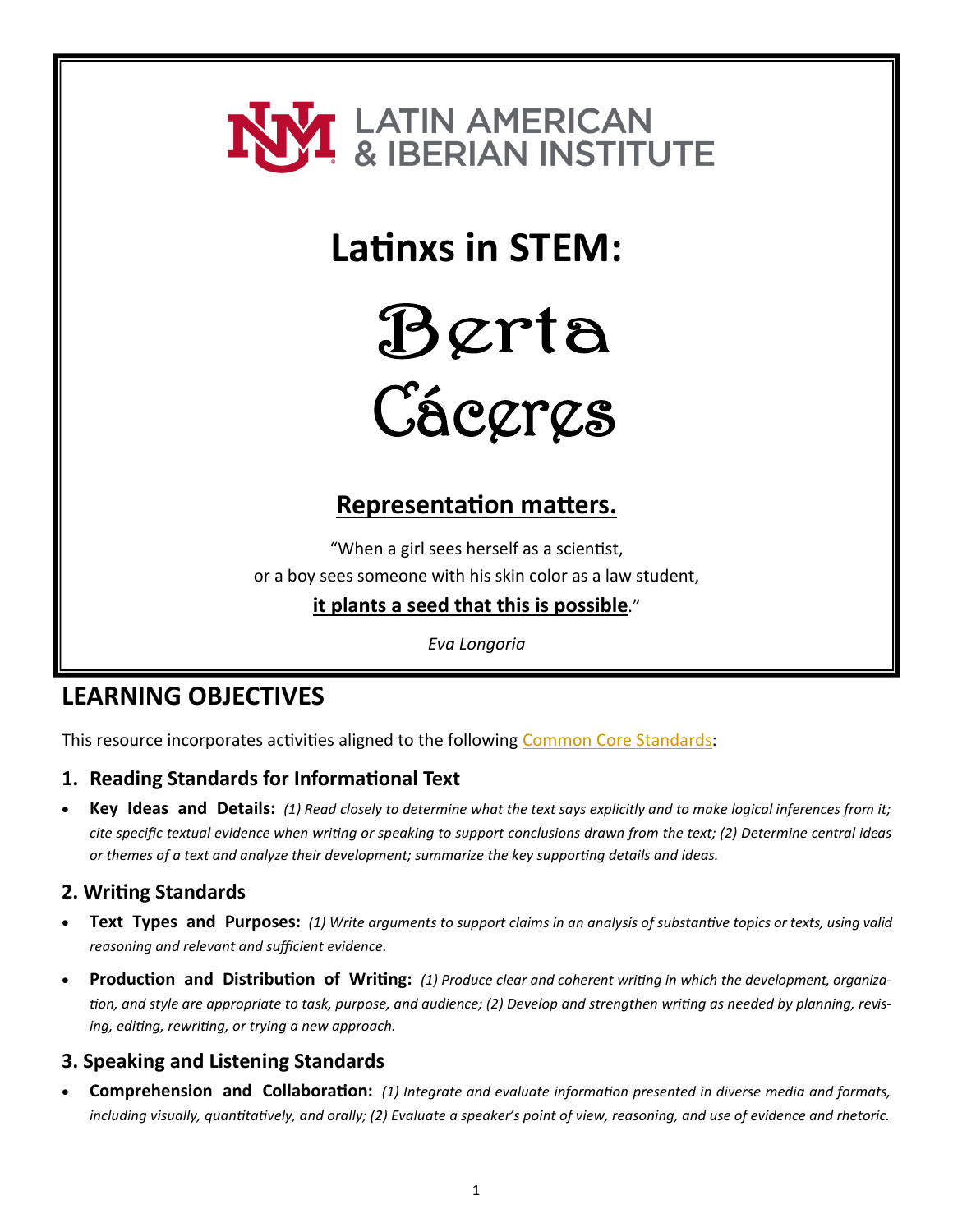LATIN AMERICAN & IBERIAN INSTITUTE

# Latinxs in STEM:

# Berta Cáceres

## Representation matters.

"When a girl sees herself as a scientist,
or a boy sees someone with his skin color as a law student,
**it plants a seed that this is possible**."

*Eva Longoria*

## LEARNING OBJECTIVES

This resource incorporates activities aligned to the following [Common Core Standards](#):

### 1. Reading Standards for Informational Text

- **Key Ideas and Details:** *(1) Read closely to determine what the text says explicitly and to make logical inferences from it; cite specific textual evidence when writing or speaking to support conclusions drawn from the text; (2) Determine central ideas or themes of a text and analyze their development; summarize the key supporting details and ideas.*

### 2. Writing Standards

- **Text Types and Purposes:** *(1) Write arguments to support claims in an analysis of substantive topics or texts, using valid reasoning and relevant and sufficient evidence.*
- **Production and Distribution of Writing:** *(1) Produce clear and coherent writing in which the development, organization, and style are appropriate to task, purpose, and audience; (2) Develop and strengthen writing as needed by planning, revising, editing, rewriting, or trying a new approach.*

### 3. Speaking and Listening Standards

- **Comprehension and Collaboration:** *(1) Integrate and evaluate information presented in diverse media and formats, including visually, quantitatively, and orally; (2) Evaluate a speaker's point of view, reasoning, and use of evidence and rhetoric.*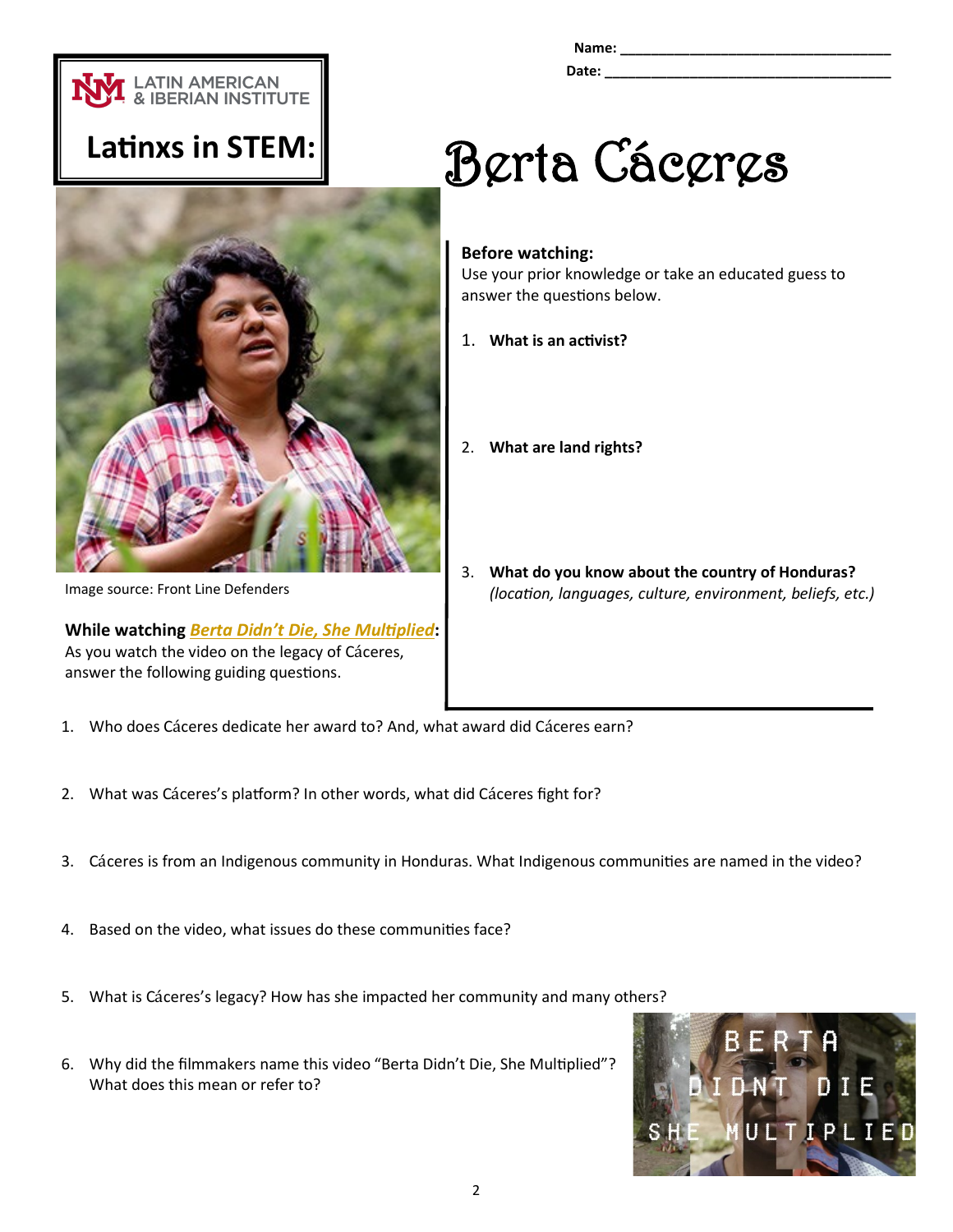Name: ___________________________________

Date: ____________________________________

LATIN AMERICAN & IBERIAN INSTITUTE

**Latinxs in STEM:**

# Berta Cáceres

Image source: Front Line Defenders

**Before watching:**

Use your prior knowledge or take an educated guess to answer the questions below.

1. **What is an activist?**

2. **What are land rights?**

3. **What do you know about the country of Honduras?** *(location, languages, culture, environment, beliefs, etc.)*

**While watching *Berta Didn't Die, She Multiplied*:**

As you watch the video on the legacy of Cáceres, answer the following guiding questions.

1. Who does Cáceres dedicate her award to? And, what award did Cáceres earn?

2. What was Cáceres's platform? In other words, what did Cáceres fight for?

3. Cáceres is from an Indigenous community in Honduras. What Indigenous communities are named in the video?

4. Based on the video, what issues do these communities face?

5. What is Cáceres's legacy? How has she impacted her community and many others?

6. Why did the filmmakers name this video "Berta Didn't Die, She Multiplied"? What does this mean or refer to?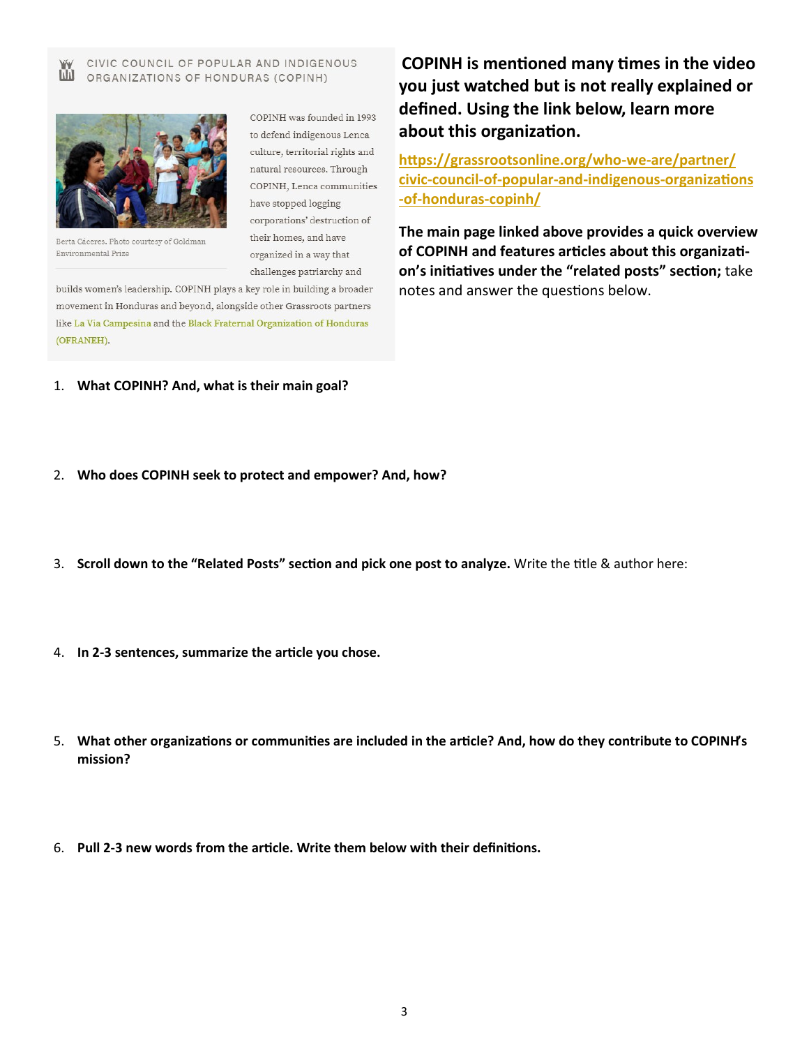CIVIC COUNCIL OF POPULAR AND INDIGENOUS ORGANIZATIONS OF HONDURAS (COPINH)

Berta Cáceres. Photo courtesy of Goldman Environmental Prize

COPINH was founded in 1993 to defend indigenous Lenca culture, territorial rights and natural resources. Through COPINH, Lenca communities have stopped logging corporations' destruction of their homes, and have organized in a way that challenges patriarchy and builds women's leadership. COPINH plays a key role in building a broader movement in Honduras and beyond, alongside other Grassroots partners like La Via Campesina and the Black Fraternal Organization of Honduras (OFRANEH).

**COPINH is mentioned many times in the video you just watched but is not really explained or defined. Using the link below, learn more about this organization.**

[https://grassrootsonline.org/who-we-are/partner/civic-council-of-popular-and-indigenous-organizations-of-honduras-copinh/](https://grassrootsonline.org/who-we-are/partner/civic-council-of-popular-and-indigenous-organizations-of-honduras-copinh/)

**The main page linked above provides a quick overview of COPINH and features articles about this organization's initiatives under the "related posts" section;** take notes and answer the questions below.

1. **What COPINH? And, what is their main goal?**

2. **Who does COPINH seek to protect and empower? And, how?**

3. **Scroll down to the "Related Posts" section and pick one post to analyze.** Write the title & author here:

4. **In 2-3 sentences, summarize the article you chose.**

5. **What other organizations or communities are included in the article? And, how do they contribute to COPINH's mission?**

6. **Pull 2-3 new words from the article. Write them below with their definitions.**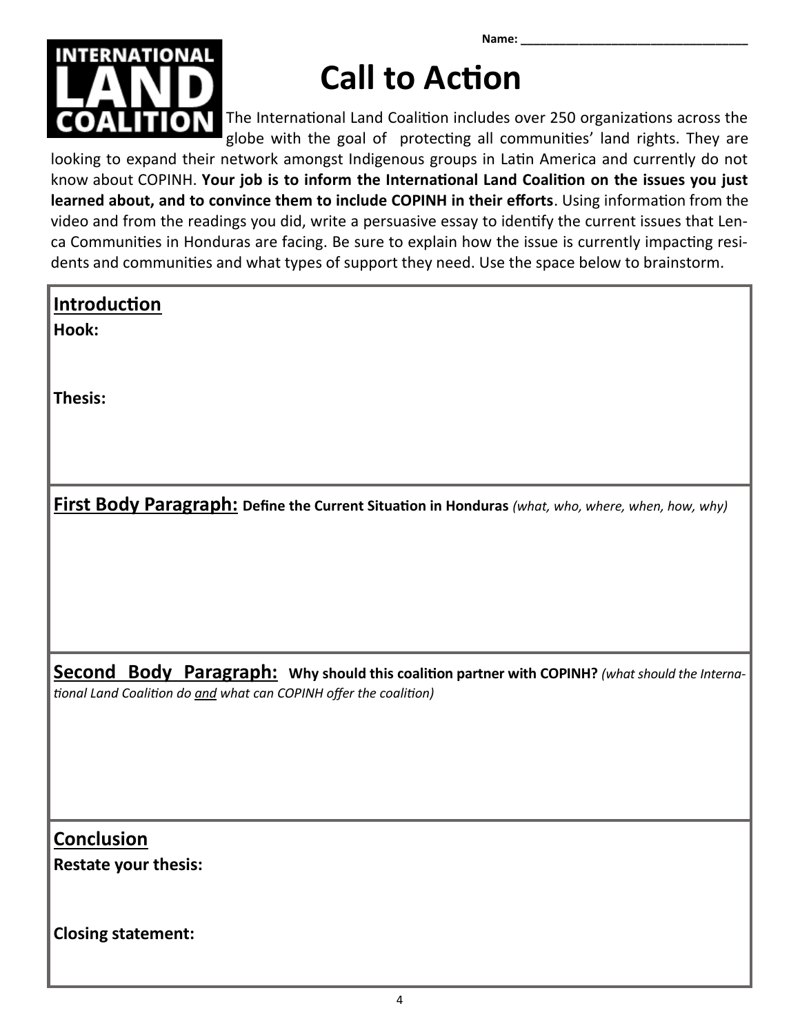Name: ___________________________________

# Call to Action

The International Land Coalition includes over 250 organizations across the globe with the goal of protecting all communities' land rights. They are looking to expand their network amongst Indigenous groups in Latin America and currently do not know about COPINH. **Your job is to inform the International Land Coalition on the issues you just learned about, and to convince them to include COPINH in their efforts**. Using information from the video and from the readings you did, write a persuasive essay to identify the current issues that Lenca Communities in Honduras are facing. Be sure to explain how the issue is currently impacting residents and communities and what types of support they need. Use the space below to brainstorm.

## Introduction

**Hook:**

**Thesis:**

## First Body Paragraph: **Define the Current Situation in Honduras** *(what, who, where, when, how, why)*

## Second Body Paragraph: **Why should this coalition partner with COPINH?** *(what should the International Land Coalition do and what can COPINH offer the coalition)*

## Conclusion

**Restate your thesis:**

**Closing statement:**